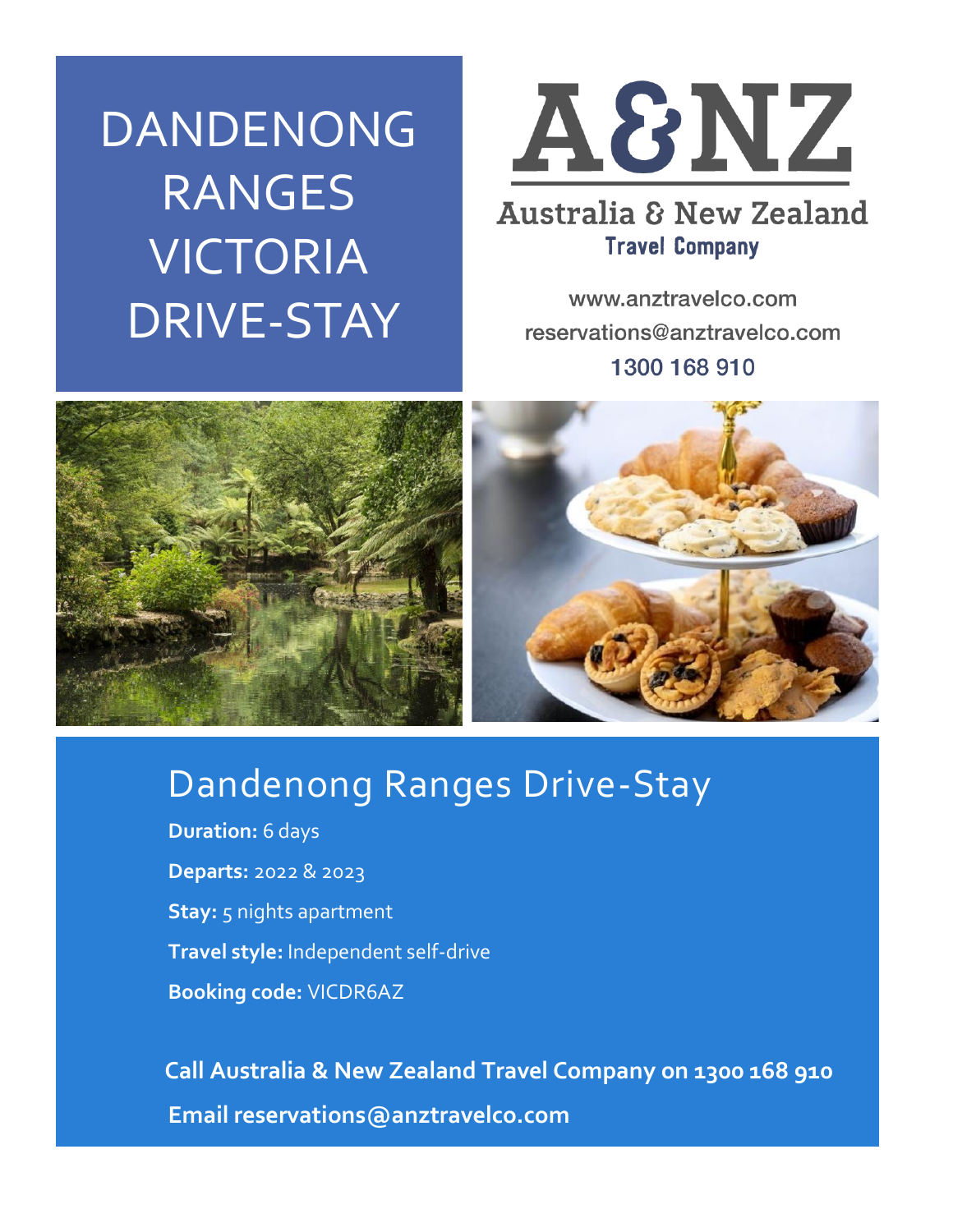# DANDENONG RANGES VICTORIA DRIVE-STAY

A&NZ

Australia & New Zealand
Travel Company

www.anztravelco.com
reservations@anztravelco.com
1300 168 910

## Dandenong Ranges Drive-Stay

**Duration:** 6 days

**Departs:** 2022 & 2023

**Stay:** 5 nights apartment

**Travel style:** Independent self-drive

**Booking code:** VICDR6AZ

**Call Australia & New Zealand Travel Company on 1300 168 910**

**Email reservations@anztravelco.com**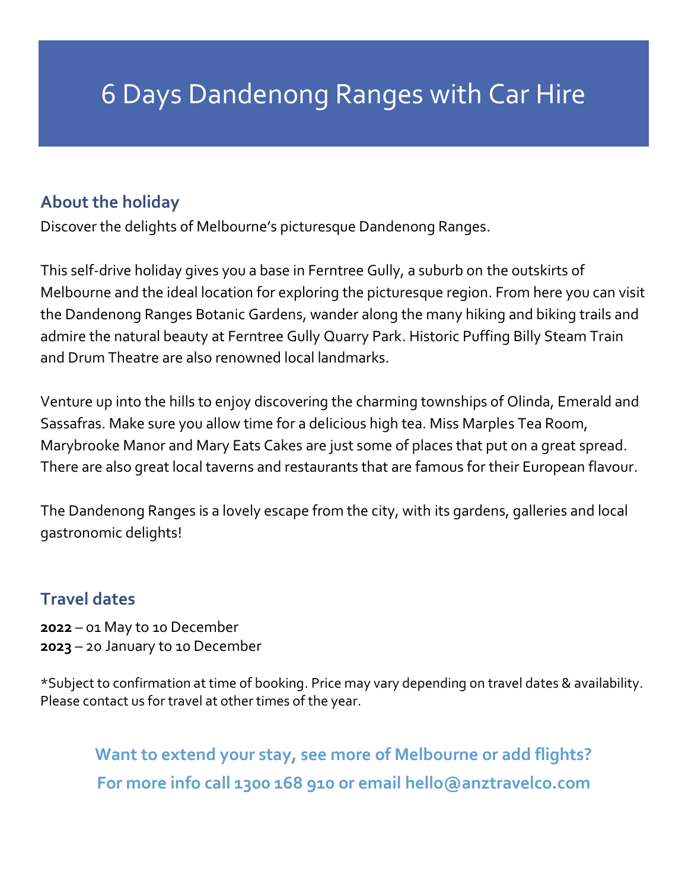# 6 Days Dandenong Ranges with Car Hire

## About the holiday

Discover the delights of Melbourne's picturesque Dandenong Ranges.

This self-drive holiday gives you a base in Ferntree Gully, a suburb on the outskirts of Melbourne and the ideal location for exploring the picturesque region. From here you can visit the Dandenong Ranges Botanic Gardens, wander along the many hiking and biking trails and admire the natural beauty at Ferntree Gully Quarry Park. Historic Puffing Billy Steam Train and Drum Theatre are also renowned local landmarks.

Venture up into the hills to enjoy discovering the charming townships of Olinda, Emerald and Sassafras. Make sure you allow time for a delicious high tea. Miss Marples Tea Room, Marybrooke Manor and Mary Eats Cakes are just some of places that put on a great spread. There are also great local taverns and restaurants that are famous for their European flavour.

The Dandenong Ranges is a lovely escape from the city, with its gardens, galleries and local gastronomic delights!

## Travel dates

**2022** – 01 May to 10 December
**2023** – 20 January to 10 December

*Subject to confirmation at time of booking. Price may vary depending on travel dates & availability. Please contact us for travel at other times of the year.

**Want to extend your stay, see more of Melbourne or add flights?**
**For more info call 1300 168 910 or email hello@anztravelco.com**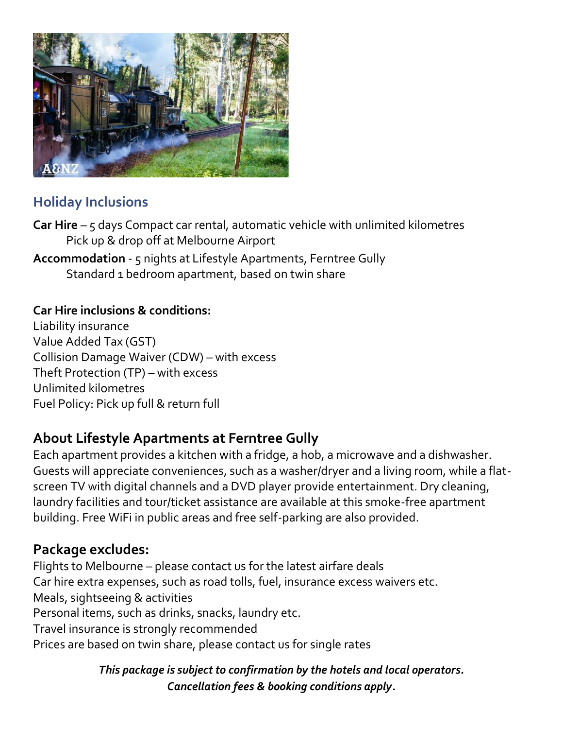## Holiday Inclusions

**Car Hire** – 5 days Compact car rental, automatic vehicle with unlimited kilometres
Pick up & drop off at Melbourne Airport

**Accommodation** - 5 nights at Lifestyle Apartments, Ferntree Gully
Standard 1 bedroom apartment, based on twin share

**Car Hire inclusions & conditions:**

Liability insurance
Value Added Tax (GST)
Collision Damage Waiver (CDW) – with excess
Theft Protection (TP) – with excess
Unlimited kilometres
Fuel Policy: Pick up full & return full

## About Lifestyle Apartments at Ferntree Gully

Each apartment provides a kitchen with a fridge, a hob, a microwave and a dishwasher. Guests will appreciate conveniences, such as a washer/dryer and a living room, while a flat-screen TV with digital channels and a DVD player provide entertainment. Dry cleaning, laundry facilities and tour/ticket assistance are available at this smoke-free apartment building. Free WiFi in public areas and free self-parking are also provided.

## Package excludes:

Flights to Melbourne – please contact us for the latest airfare deals
Car hire extra expenses, such as road tolls, fuel, insurance excess waivers etc.
Meals, sightseeing & activities
Personal items, such as drinks, snacks, laundry etc.
Travel insurance is strongly recommended
Prices are based on twin share, please contact us for single rates

***This package is subject to confirmation by the hotels and local operators. Cancellation fees & booking conditions apply.***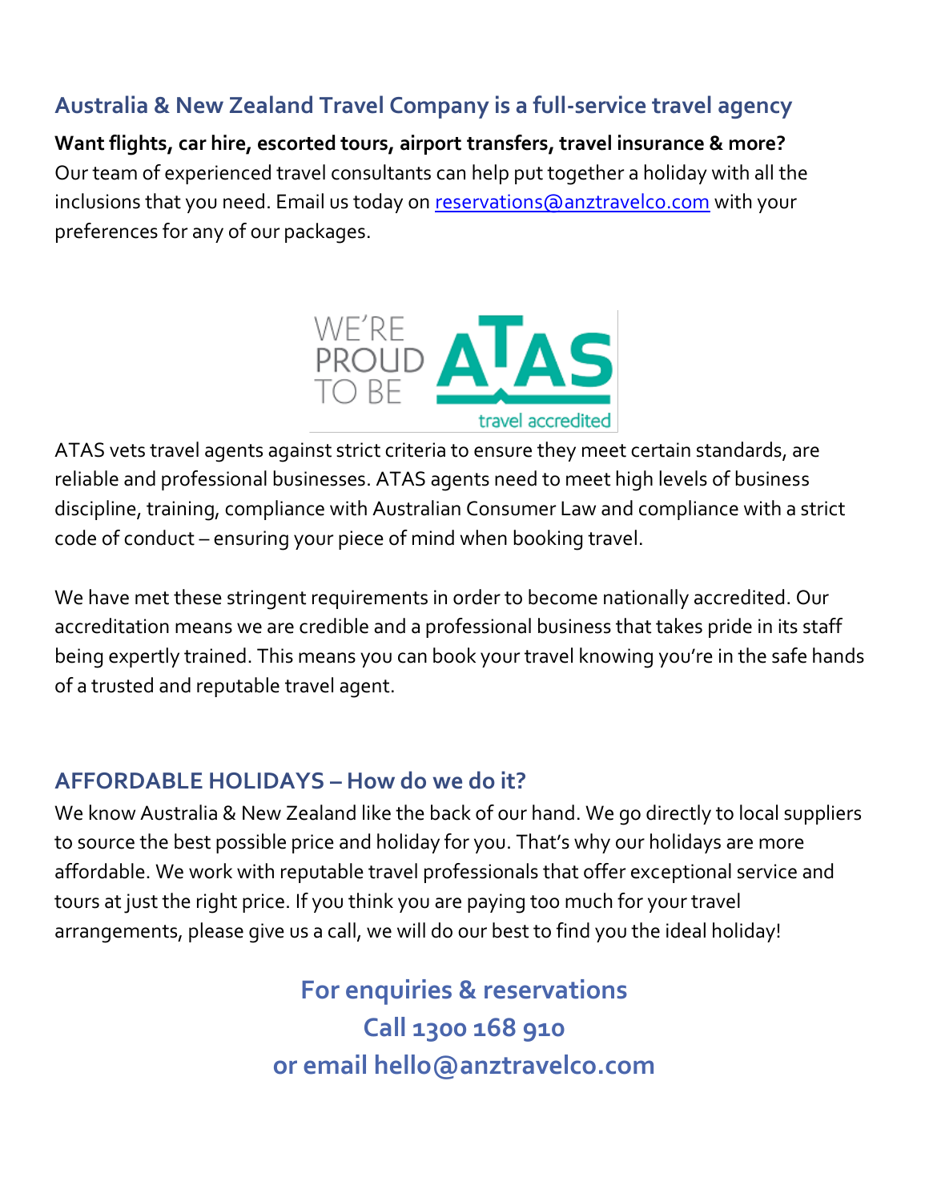## Australia & New Zealand Travel Company is a full-service travel agency

**Want flights, car hire, escorted tours, airport transfers, travel insurance & more?**
Our team of experienced travel consultants can help put together a holiday with all the inclusions that you need. Email us today on [reservations@anztravelco.com](mailto:reservations@anztravelco.com) with your preferences for any of our packages.

WE'RE PROUD TO BE ATAS travel accredited

ATAS vets travel agents against strict criteria to ensure they meet certain standards, are reliable and professional businesses. ATAS agents need to meet high levels of business discipline, training, compliance with Australian Consumer Law and compliance with a strict code of conduct – ensuring your piece of mind when booking travel.

We have met these stringent requirements in order to become nationally accredited. Our accreditation means we are credible and a professional business that takes pride in its staff being expertly trained. This means you can book your travel knowing you're in the safe hands of a trusted and reputable travel agent.

## AFFORDABLE HOLIDAYS – How do we do it?

We know Australia & New Zealand like the back of our hand. We go directly to local suppliers to source the best possible price and holiday for you. That's why our holidays are more affordable. We work with reputable travel professionals that offer exceptional service and tours at just the right price. If you think you are paying too much for your travel arrangements, please give us a call, we will do our best to find you the ideal holiday!

**For enquiries & reservations**
**Call 1300 168 910**
**or email hello@anztravelco.com**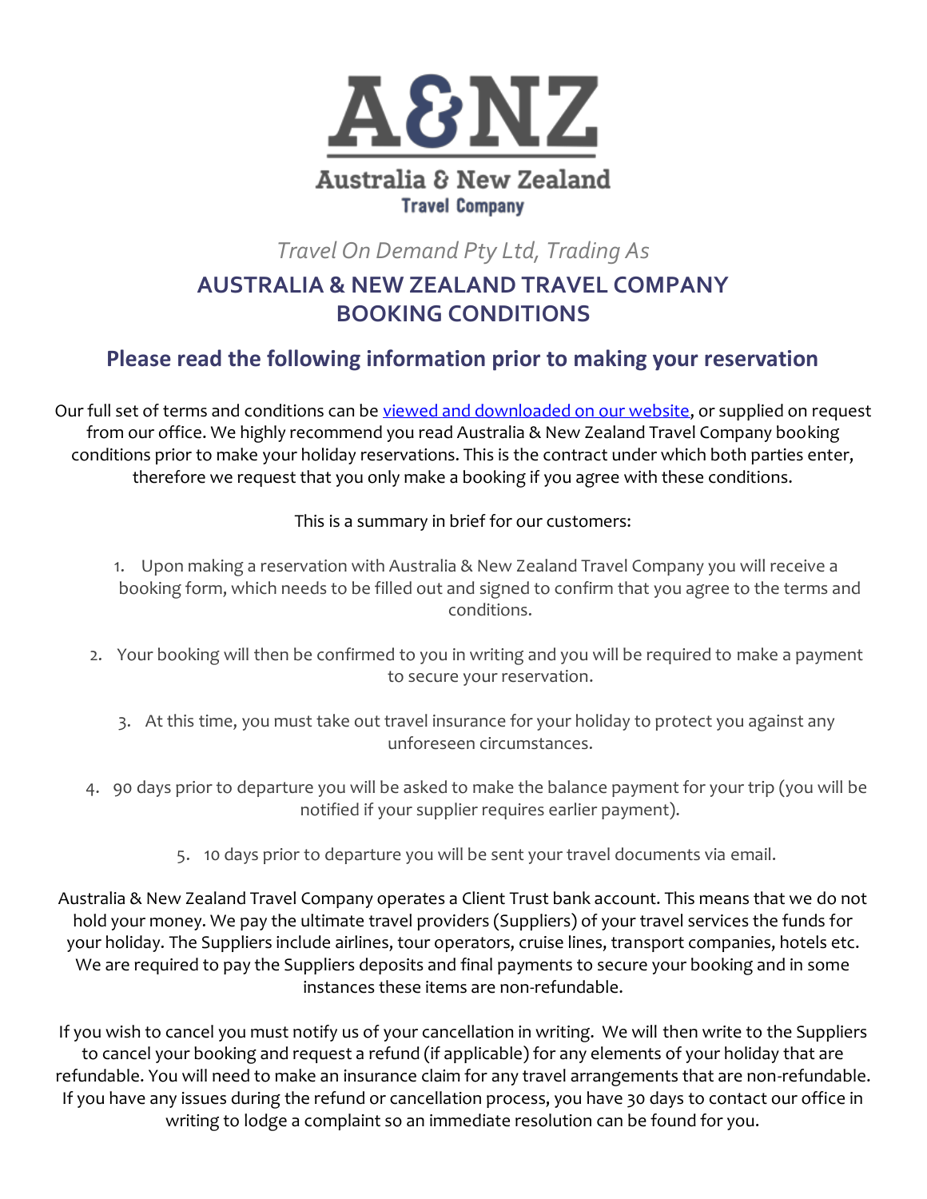A&NZ

Australia & New Zealand

Travel Company

*Travel On Demand Pty Ltd, Trading As*

## AUSTRALIA & NEW ZEALAND TRAVEL COMPANY BOOKING CONDITIONS

### Please read the following information prior to making your reservation

Our full set of terms and conditions can be viewed and downloaded on our website, or supplied on request from our office. We highly recommend you read Australia & New Zealand Travel Company booking conditions prior to make your holiday reservations. This is the contract under which both parties enter, therefore we request that you only make a booking if you agree with these conditions.

This is a summary in brief for our customers:

1. Upon making a reservation with Australia & New Zealand Travel Company you will receive a booking form, which needs to be filled out and signed to confirm that you agree to the terms and conditions.
2. Your booking will then be confirmed to you in writing and you will be required to make a payment to secure your reservation.
3. At this time, you must take out travel insurance for your holiday to protect you against any unforeseen circumstances.
4. 90 days prior to departure you will be asked to make the balance payment for your trip (you will be notified if your supplier requires earlier payment).
5. 10 days prior to departure you will be sent your travel documents via email.

Australia & New Zealand Travel Company operates a Client Trust bank account. This means that we do not hold your money. We pay the ultimate travel providers (Suppliers) of your travel services the funds for your holiday. The Suppliers include airlines, tour operators, cruise lines, transport companies, hotels etc. We are required to pay the Suppliers deposits and final payments to secure your booking and in some instances these items are non-refundable.

If you wish to cancel you must notify us of your cancellation in writing. We will then write to the Suppliers to cancel your booking and request a refund (if applicable) for any elements of your holiday that are refundable. You will need to make an insurance claim for any travel arrangements that are non-refundable. If you have any issues during the refund or cancellation process, you have 30 days to contact our office in writing to lodge a complaint so an immediate resolution can be found for you.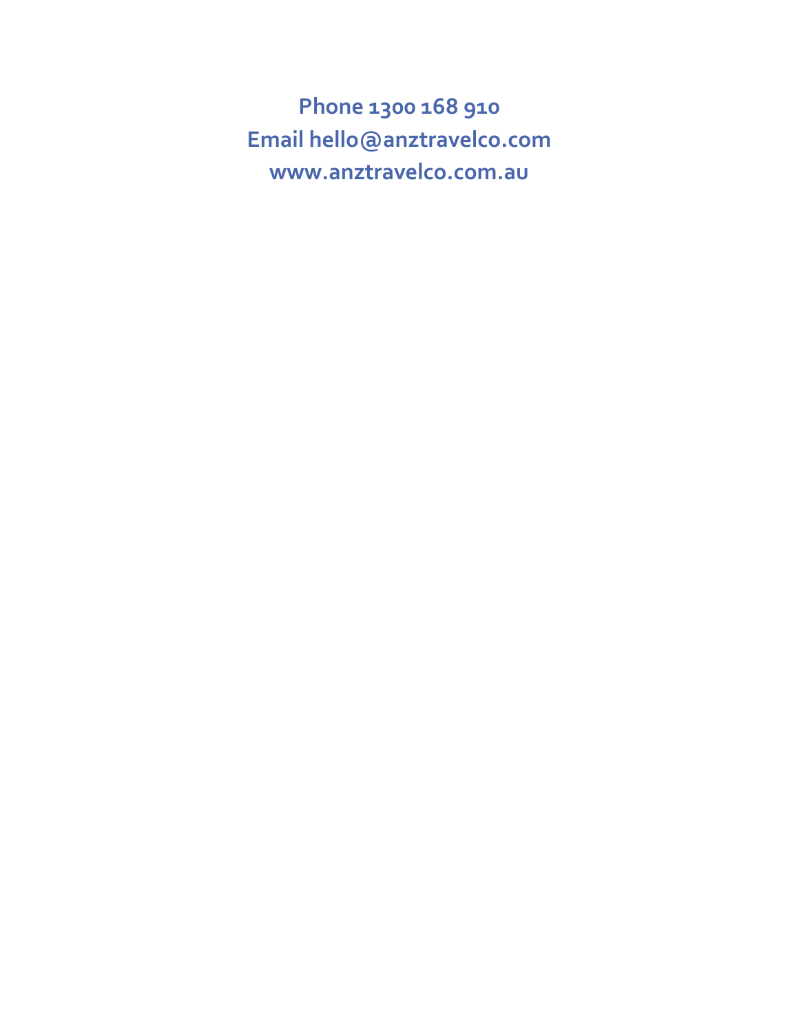**Phone 1300 168 910**
**Email hello@anztravelco.com**
**www.anztravelco.com.au**